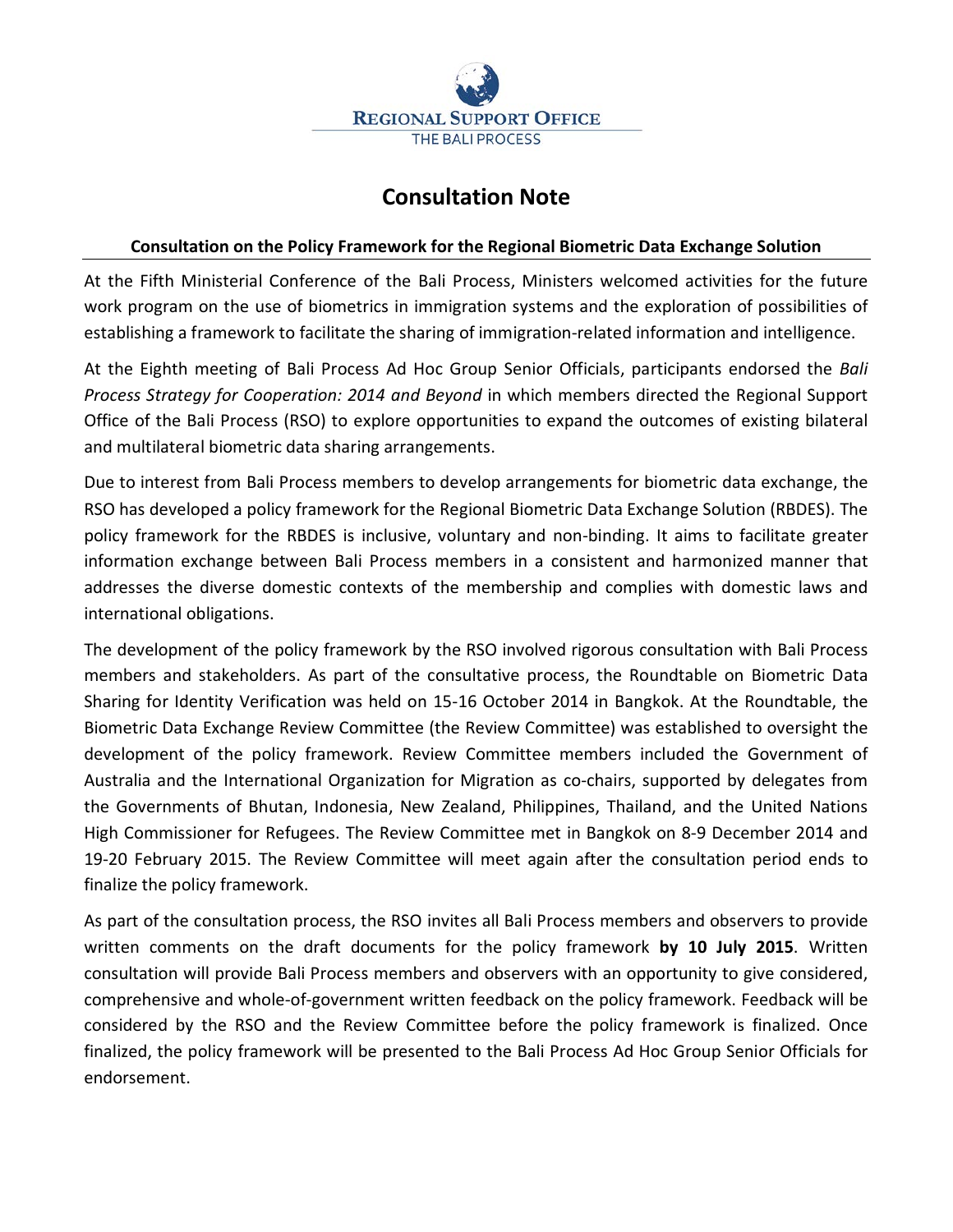REGIONAL SUPPORT OFFICE
THE BALI PROCESS

# Consultation Note

**Consultation on the Policy Framework for the Regional Biometric Data Exchange Solution**

At the Fifth Ministerial Conference of the Bali Process, Ministers welcomed activities for the future work program on the use of biometrics in immigration systems and the exploration of possibilities of establishing a framework to facilitate the sharing of immigration-related information and intelligence.

At the Eighth meeting of Bali Process Ad Hoc Group Senior Officials, participants endorsed the *Bali Process Strategy for Cooperation: 2014 and Beyond* in which members directed the Regional Support Office of the Bali Process (RSO) to explore opportunities to expand the outcomes of existing bilateral and multilateral biometric data sharing arrangements.

Due to interest from Bali Process members to develop arrangements for biometric data exchange, the RSO has developed a policy framework for the Regional Biometric Data Exchange Solution (RBDES). The policy framework for the RBDES is inclusive, voluntary and non-binding. It aims to facilitate greater information exchange between Bali Process members in a consistent and harmonized manner that addresses the diverse domestic contexts of the membership and complies with domestic laws and international obligations.

The development of the policy framework by the RSO involved rigorous consultation with Bali Process members and stakeholders. As part of the consultative process, the Roundtable on Biometric Data Sharing for Identity Verification was held on 15-16 October 2014 in Bangkok. At the Roundtable, the Biometric Data Exchange Review Committee (the Review Committee) was established to oversight the development of the policy framework. Review Committee members included the Government of Australia and the International Organization for Migration as co-chairs, supported by delegates from the Governments of Bhutan, Indonesia, New Zealand, Philippines, Thailand, and the United Nations High Commissioner for Refugees. The Review Committee met in Bangkok on 8-9 December 2014 and 19-20 February 2015. The Review Committee will meet again after the consultation period ends to finalize the policy framework.

As part of the consultation process, the RSO invites all Bali Process members and observers to provide written comments on the draft documents for the policy framework **by 10 July 2015**. Written consultation will provide Bali Process members and observers with an opportunity to give considered, comprehensive and whole-of-government written feedback on the policy framework. Feedback will be considered by the RSO and the Review Committee before the policy framework is finalized. Once finalized, the policy framework will be presented to the Bali Process Ad Hoc Group Senior Officials for endorsement.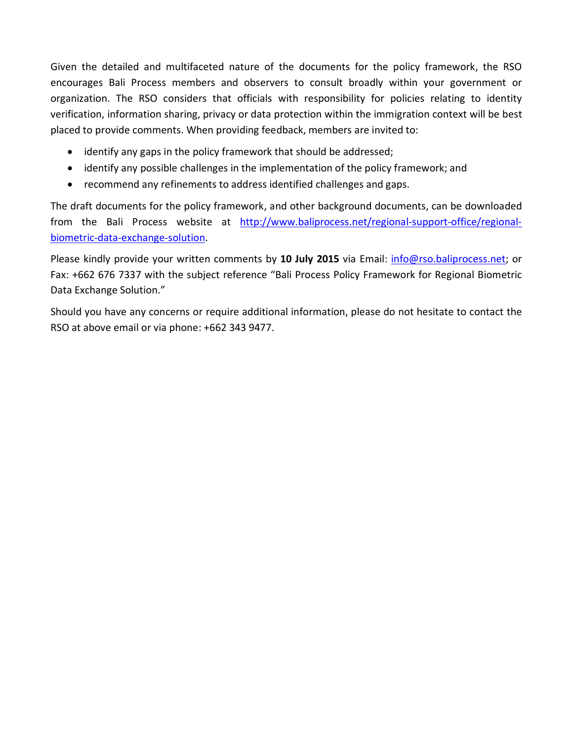Given the detailed and multifaceted nature of the documents for the policy framework, the RSO encourages Bali Process members and observers to consult broadly within your government or organization. The RSO considers that officials with responsibility for policies relating to identity verification, information sharing, privacy or data protection within the immigration context will be best placed to provide comments. When providing feedback, members are invited to:

- identify any gaps in the policy framework that should be addressed;
- identify any possible challenges in the implementation of the policy framework; and
- recommend any refinements to address identified challenges and gaps.

The draft documents for the policy framework, and other background documents, can be downloaded from the Bali Process website at [http://www.baliprocess.net/regional-support-office/regional-biometric-data-exchange-solution](http://www.baliprocess.net/regional-support-office/regional-biometric-data-exchange-solution).

Please kindly provide your written comments by **10 July 2015** via Email: [info@rso.baliprocess.net](mailto:info@rso.baliprocess.net); or Fax: +662 676 7337 with the subject reference "Bali Process Policy Framework for Regional Biometric Data Exchange Solution."

Should you have any concerns or require additional information, please do not hesitate to contact the RSO at above email or via phone: +662 343 9477.